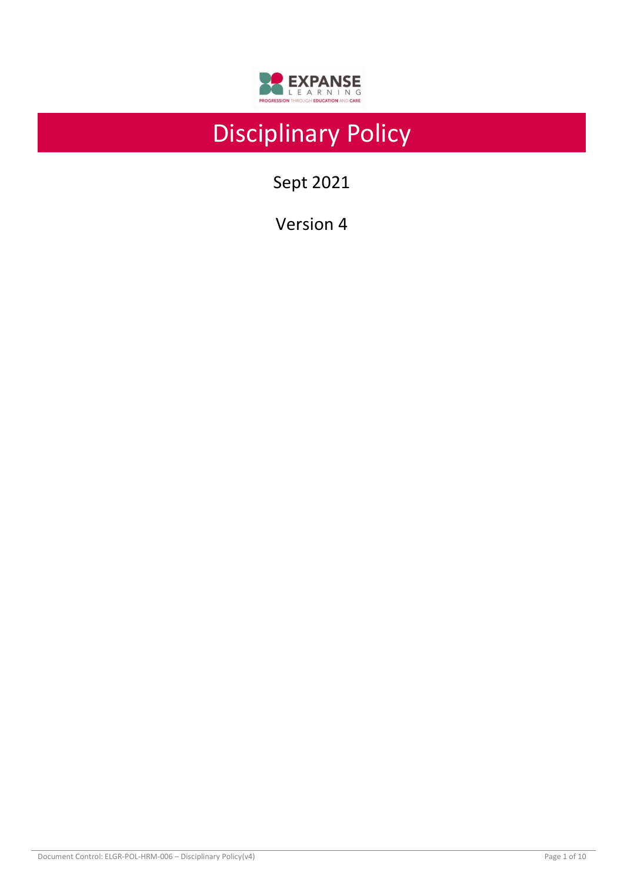# Disciplinary Policy

Sept 2021

Version 4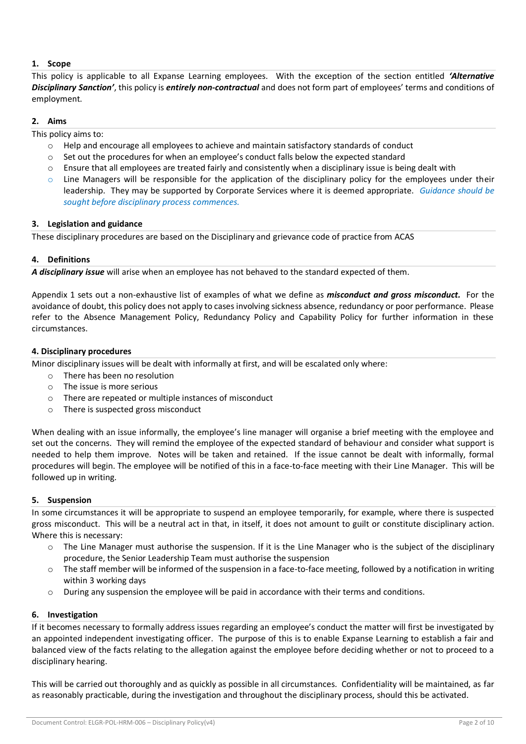## 1. Scope

This policy is applicable to all Expanse Learning employees. With the exception of the section entitled ***'Alternative Disciplinary Sanction'***, this policy is ***entirely non-contractual*** and does not form part of employees' terms and conditions of employment.

## 2. Aims

This policy aims to:

- Help and encourage all employees to achieve and maintain satisfactory standards of conduct
- Set out the procedures for when an employee's conduct falls below the expected standard
- Ensure that all employees are treated fairly and consistently when a disciplinary issue is being dealt with
- Line Managers will be responsible for the application of the disciplinary policy for the employees under their leadership. They may be supported by Corporate Services where it is deemed appropriate. *Guidance should be sought before disciplinary process commences.*

## 3. Legislation and guidance

These disciplinary procedures are based on the Disciplinary and grievance code of practice from ACAS

## 4. Definitions

***A disciplinary issue*** will arise when an employee has not behaved to the standard expected of them.

Appendix 1 sets out a non-exhaustive list of examples of what we define as ***misconduct and gross misconduct.*** For the avoidance of doubt, this policy does not apply to cases involving sickness absence, redundancy or poor performance. Please refer to the Absence Management Policy, Redundancy Policy and Capability Policy for further information in these circumstances.

## 4. Disciplinary procedures

Minor disciplinary issues will be dealt with informally at first, and will be escalated only where:

- There has been no resolution
- The issue is more serious
- There are repeated or multiple instances of misconduct
- There is suspected gross misconduct

When dealing with an issue informally, the employee's line manager will organise a brief meeting with the employee and set out the concerns. They will remind the employee of the expected standard of behaviour and consider what support is needed to help them improve. Notes will be taken and retained. If the issue cannot be dealt with informally, formal procedures will begin. The employee will be notified of this in a face-to-face meeting with their Line Manager. This will be followed up in writing.

## 5. Suspension

In some circumstances it will be appropriate to suspend an employee temporarily, for example, where there is suspected gross misconduct. This will be a neutral act in that, in itself, it does not amount to guilt or constitute disciplinary action. Where this is necessary:

- The Line Manager must authorise the suspension. If it is the Line Manager who is the subject of the disciplinary procedure, the Senior Leadership Team must authorise the suspension
- The staff member will be informed of the suspension in a face-to-face meeting, followed by a notification in writing within 3 working days
- During any suspension the employee will be paid in accordance with their terms and conditions.

## 6. Investigation

If it becomes necessary to formally address issues regarding an employee's conduct the matter will first be investigated by an appointed independent investigating officer. The purpose of this is to enable Expanse Learning to establish a fair and balanced view of the facts relating to the allegation against the employee before deciding whether or not to proceed to a disciplinary hearing.

This will be carried out thoroughly and as quickly as possible in all circumstances. Confidentiality will be maintained, as far as reasonably practicable, during the investigation and throughout the disciplinary process, should this be activated.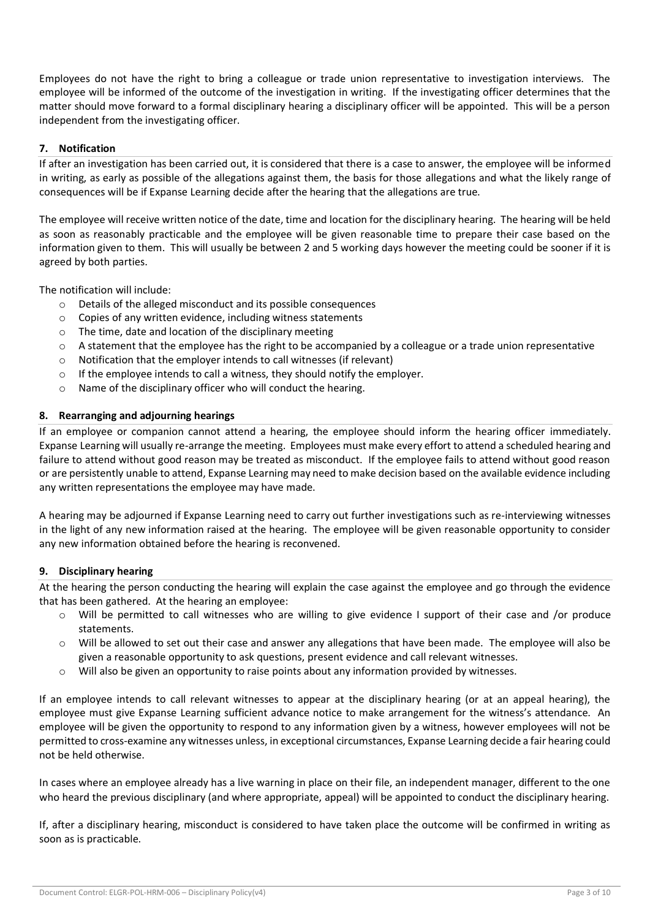Employees do not have the right to bring a colleague or trade union representative to investigation interviews. The employee will be informed of the outcome of the investigation in writing. If the investigating officer determines that the matter should move forward to a formal disciplinary hearing a disciplinary officer will be appointed. This will be a person independent from the investigating officer.

## 7. Notification

If after an investigation has been carried out, it is considered that there is a case to answer, the employee will be informed in writing, as early as possible of the allegations against them, the basis for those allegations and what the likely range of consequences will be if Expanse Learning decide after the hearing that the allegations are true.

The employee will receive written notice of the date, time and location for the disciplinary hearing. The hearing will be held as soon as reasonably practicable and the employee will be given reasonable time to prepare their case based on the information given to them. This will usually be between 2 and 5 working days however the meeting could be sooner if it is agreed by both parties.

The notification will include:

- Details of the alleged misconduct and its possible consequences
- Copies of any written evidence, including witness statements
- The time, date and location of the disciplinary meeting
- A statement that the employee has the right to be accompanied by a colleague or a trade union representative
- Notification that the employer intends to call witnesses (if relevant)
- If the employee intends to call a witness, they should notify the employer.
- Name of the disciplinary officer who will conduct the hearing.

## 8. Rearranging and adjourning hearings

If an employee or companion cannot attend a hearing, the employee should inform the hearing officer immediately. Expanse Learning will usually re-arrange the meeting. Employees must make every effort to attend a scheduled hearing and failure to attend without good reason may be treated as misconduct. If the employee fails to attend without good reason or are persistently unable to attend, Expanse Learning may need to make decision based on the available evidence including any written representations the employee may have made.

A hearing may be adjourned if Expanse Learning need to carry out further investigations such as re-interviewing witnesses in the light of any new information raised at the hearing. The employee will be given reasonable opportunity to consider any new information obtained before the hearing is reconvened.

## 9. Disciplinary hearing

At the hearing the person conducting the hearing will explain the case against the employee and go through the evidence that has been gathered. At the hearing an employee:

- Will be permitted to call witnesses who are willing to give evidence I support of their case and /or produce statements.
- Will be allowed to set out their case and answer any allegations that have been made. The employee will also be given a reasonable opportunity to ask questions, present evidence and call relevant witnesses.
- Will also be given an opportunity to raise points about any information provided by witnesses.

If an employee intends to call relevant witnesses to appear at the disciplinary hearing (or at an appeal hearing), the employee must give Expanse Learning sufficient advance notice to make arrangement for the witness's attendance. An employee will be given the opportunity to respond to any information given by a witness, however employees will not be permitted to cross-examine any witnesses unless, in exceptional circumstances, Expanse Learning decide a fair hearing could not be held otherwise.

In cases where an employee already has a live warning in place on their file, an independent manager, different to the one who heard the previous disciplinary (and where appropriate, appeal) will be appointed to conduct the disciplinary hearing.

If, after a disciplinary hearing, misconduct is considered to have taken place the outcome will be confirmed in writing as soon as is practicable.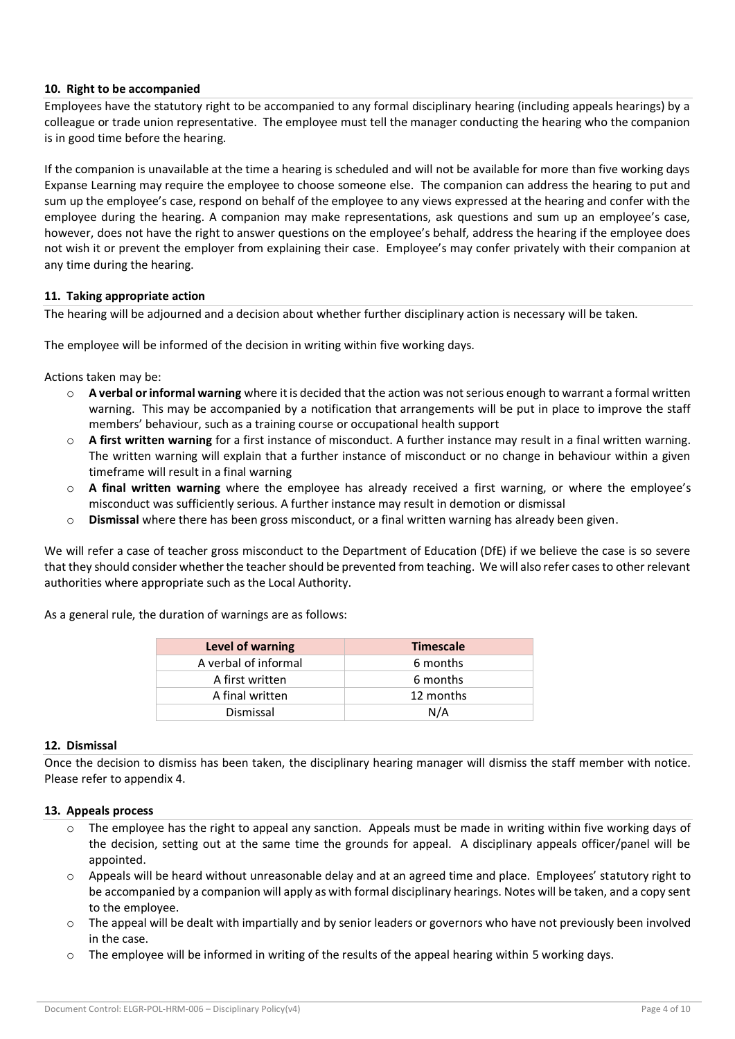### 10. Right to be accompanied

Employees have the statutory right to be accompanied to any formal disciplinary hearing (including appeals hearings) by a colleague or trade union representative. The employee must tell the manager conducting the hearing who the companion is in good time before the hearing.

If the companion is unavailable at the time a hearing is scheduled and will not be available for more than five working days Expanse Learning may require the employee to choose someone else. The companion can address the hearing to put and sum up the employee's case, respond on behalf of the employee to any views expressed at the hearing and confer with the employee during the hearing. A companion may make representations, ask questions and sum up an employee's case, however, does not have the right to answer questions on the employee's behalf, address the hearing if the employee does not wish it or prevent the employer from explaining their case. Employee's may confer privately with their companion at any time during the hearing.

### 11. Taking appropriate action

The hearing will be adjourned and a decision about whether further disciplinary action is necessary will be taken.

The employee will be informed of the decision in writing within five working days.

Actions taken may be:

- **A verbal or informal warning** where it is decided that the action was not serious enough to warrant a formal written warning. This may be accompanied by a notification that arrangements will be put in place to improve the staff members' behaviour, such as a training course or occupational health support
- **A first written warning** for a first instance of misconduct. A further instance may result in a final written warning. The written warning will explain that a further instance of misconduct or no change in behaviour within a given timeframe will result in a final warning
- **A final written warning** where the employee has already received a first warning, or where the employee's misconduct was sufficiently serious. A further instance may result in demotion or dismissal
- **Dismissal** where there has been gross misconduct, or a final written warning has already been given.

We will refer a case of teacher gross misconduct to the Department of Education (DfE) if we believe the case is so severe that they should consider whether the teacher should be prevented from teaching. We will also refer cases to other relevant authorities where appropriate such as the Local Authority.

As a general rule, the duration of warnings are as follows:

| Level of warning | Timescale |
|---|---|
| A verbal of informal | 6 months |
| A first written | 6 months |
| A final written | 12 months |
| Dismissal | N/A |

### 12. Dismissal

Once the decision to dismiss has been taken, the disciplinary hearing manager will dismiss the staff member with notice. Please refer to appendix 4.

### 13. Appeals process

- The employee has the right to appeal any sanction. Appeals must be made in writing within five working days of the decision, setting out at the same time the grounds for appeal. A disciplinary appeals officer/panel will be appointed.
- Appeals will be heard without unreasonable delay and at an agreed time and place. Employees' statutory right to be accompanied by a companion will apply as with formal disciplinary hearings. Notes will be taken, and a copy sent to the employee.
- The appeal will be dealt with impartially and by senior leaders or governors who have not previously been involved in the case.
- The employee will be informed in writing of the results of the appeal hearing within 5 working days.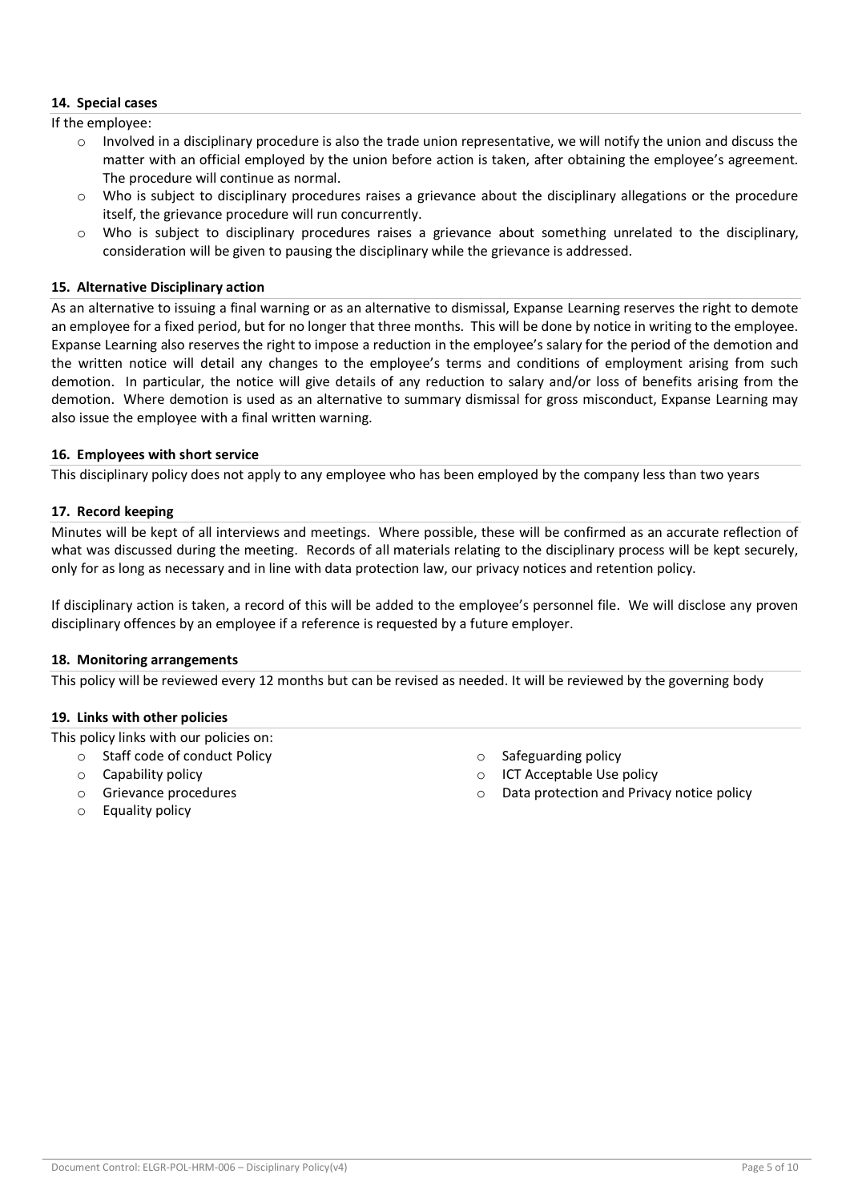### 14. Special cases

If the employee:

- Involved in a disciplinary procedure is also the trade union representative, we will notify the union and discuss the matter with an official employed by the union before action is taken, after obtaining the employee's agreement. The procedure will continue as normal.
- Who is subject to disciplinary procedures raises a grievance about the disciplinary allegations or the procedure itself, the grievance procedure will run concurrently.
- Who is subject to disciplinary procedures raises a grievance about something unrelated to the disciplinary, consideration will be given to pausing the disciplinary while the grievance is addressed.

### 15. Alternative Disciplinary action

As an alternative to issuing a final warning or as an alternative to dismissal, Expanse Learning reserves the right to demote an employee for a fixed period, but for no longer that three months. This will be done by notice in writing to the employee. Expanse Learning also reserves the right to impose a reduction in the employee's salary for the period of the demotion and the written notice will detail any changes to the employee's terms and conditions of employment arising from such demotion. In particular, the notice will give details of any reduction to salary and/or loss of benefits arising from the demotion. Where demotion is used as an alternative to summary dismissal for gross misconduct, Expanse Learning may also issue the employee with a final written warning.

### 16. Employees with short service

This disciplinary policy does not apply to any employee who has been employed by the company less than two years

### 17. Record keeping

Minutes will be kept of all interviews and meetings. Where possible, these will be confirmed as an accurate reflection of what was discussed during the meeting. Records of all materials relating to the disciplinary process will be kept securely, only for as long as necessary and in line with data protection law, our privacy notices and retention policy.

If disciplinary action is taken, a record of this will be added to the employee's personnel file. We will disclose any proven disciplinary offences by an employee if a reference is requested by a future employer.

### 18. Monitoring arrangements

This policy will be reviewed every 12 months but can be revised as needed. It will be reviewed by the governing body

### 19. Links with other policies

This policy links with our policies on:

- Staff code of conduct Policy
- Capability policy
- Grievance procedures
- Equality policy
- Safeguarding policy
- ICT Acceptable Use policy
- Data protection and Privacy notice policy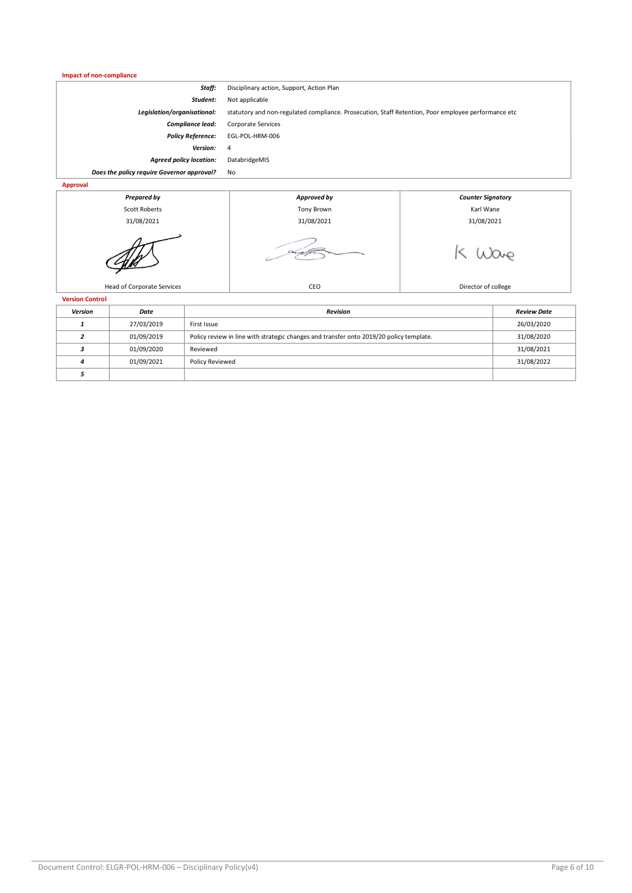**Impact of non-compliance**

| | |
|---|---|
| ***Staff:*** | Disciplinary action, Support, Action Plan |
| ***Student:*** | Not applicable |
| ***Legislation/organisational:*** | statutory and non-regulated compliance. Prosecution, Staff Retention, Poor employee performance etc |
| ***Compliance lead:*** | Corporate Services |
| ***Policy Reference:*** | EGL-POL-HRM-006 |
| ***Version:*** | 4 |
| ***Agreed policy location:*** | DatabridgeMIS |
| ***Does the policy require Governor approval?*** | No |

**Approval**

| *Prepared by* | *Approved by* | *Counter Signatory* |
|---|---|---|
| Scott Roberts | Tony Brown | Karl Wane |
| 31/08/2021 | 31/08/2021 | 31/08/2021 |
| | | K Wane |
| Head of Corporate Services | CEO | Director of college |

**Version Control**

| *Version* | *Date* | *Revision* | *Review Date* |
|---|---|---|---|
| *1* | 27/03/2019 | First Issue | 26/03/2020 |
| *2* | 01/09/2019 | Policy review in line with strategic changes and transfer onto 2019/20 policy template. | 31/08/2020 |
| *3* | 01/09/2020 | Reviewed | 31/08/2021 |
| *4* | 01/09/2021 | Policy Reviewed | 31/08/2022 |
| *5* | | | |

Document Control: ELGR-POL-HRM-006 – Disciplinary Policy(v4)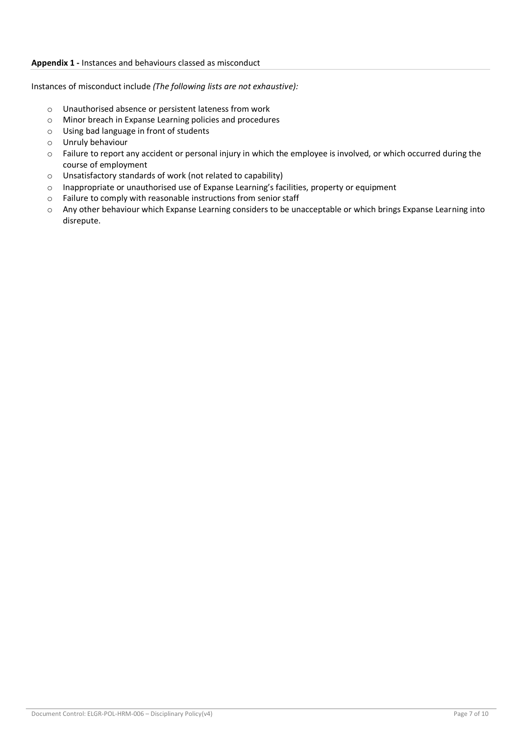**Appendix 1 -** Instances and behaviours classed as misconduct

Instances of misconduct include *(The following lists are not exhaustive):*

- Unauthorised absence or persistent lateness from work
- Minor breach in Expanse Learning policies and procedures
- Using bad language in front of students
- Unruly behaviour
- Failure to report any accident or personal injury in which the employee is involved, or which occurred during the course of employment
- Unsatisfactory standards of work (not related to capability)
- Inappropriate or unauthorised use of Expanse Learning's facilities, property or equipment
- Failure to comply with reasonable instructions from senior staff
- Any other behaviour which Expanse Learning considers to be unacceptable or which brings Expanse Learning into disrepute.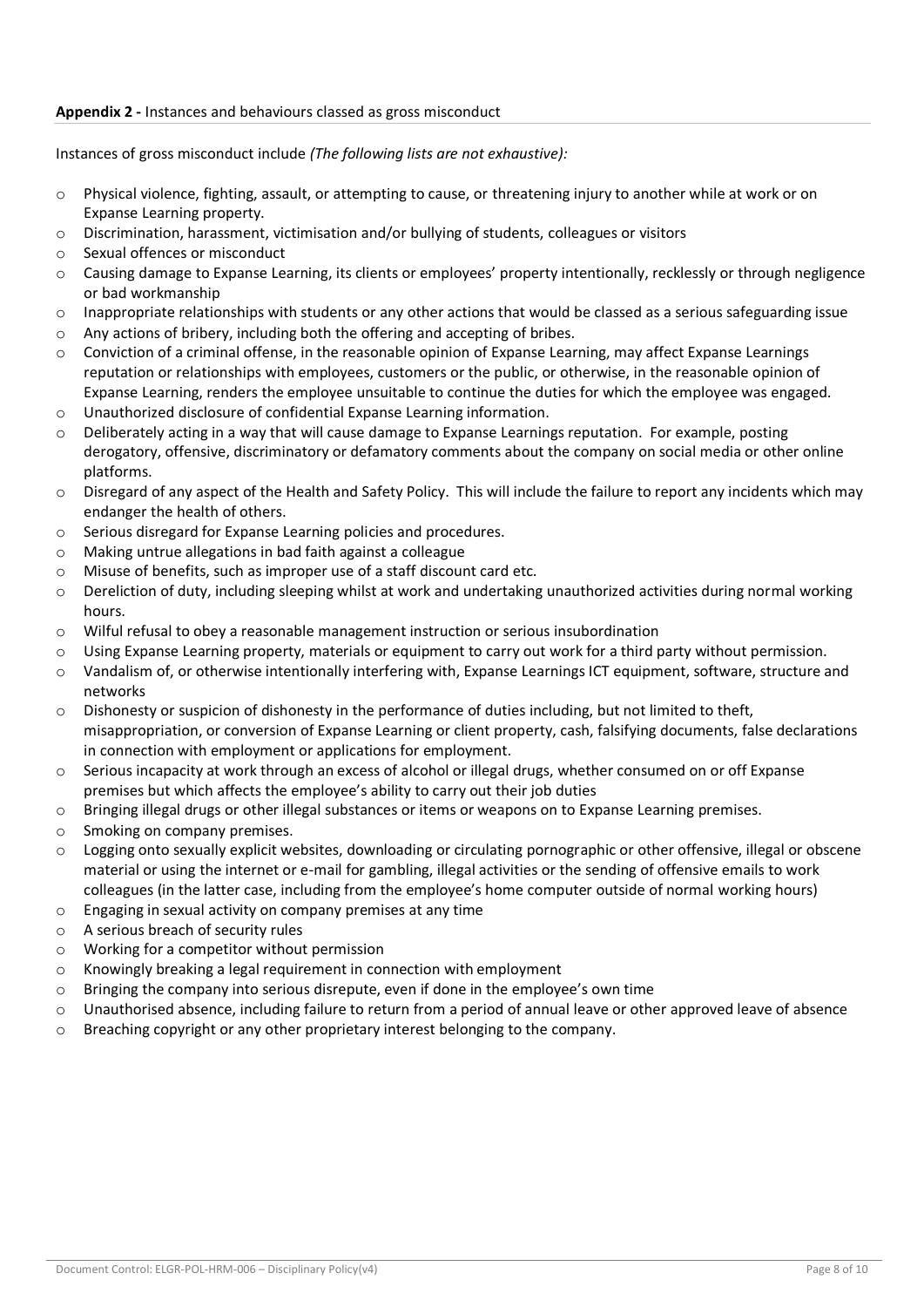**Appendix 2 -** Instances and behaviours classed as gross misconduct

Instances of gross misconduct include *(The following lists are not exhaustive):*

- Physical violence, fighting, assault, or attempting to cause, or threatening injury to another while at work or on Expanse Learning property.
- Discrimination, harassment, victimisation and/or bullying of students, colleagues or visitors
- Sexual offences or misconduct
- Causing damage to Expanse Learning, its clients or employees' property intentionally, recklessly or through negligence or bad workmanship
- Inappropriate relationships with students or any other actions that would be classed as a serious safeguarding issue
- Any actions of bribery, including both the offering and accepting of bribes.
- Conviction of a criminal offense, in the reasonable opinion of Expanse Learning, may affect Expanse Learnings reputation or relationships with employees, customers or the public, or otherwise, in the reasonable opinion of Expanse Learning, renders the employee unsuitable to continue the duties for which the employee was engaged.
- Unauthorized disclosure of confidential Expanse Learning information.
- Deliberately acting in a way that will cause damage to Expanse Learnings reputation. For example, posting derogatory, offensive, discriminatory or defamatory comments about the company on social media or other online platforms.
- Disregard of any aspect of the Health and Safety Policy. This will include the failure to report any incidents which may endanger the health of others.
- Serious disregard for Expanse Learning policies and procedures.
- Making untrue allegations in bad faith against a colleague
- Misuse of benefits, such as improper use of a staff discount card etc.
- Dereliction of duty, including sleeping whilst at work and undertaking unauthorized activities during normal working hours.
- Wilful refusal to obey a reasonable management instruction or serious insubordination
- Using Expanse Learning property, materials or equipment to carry out work for a third party without permission.
- Vandalism of, or otherwise intentionally interfering with, Expanse Learnings ICT equipment, software, structure and networks
- Dishonesty or suspicion of dishonesty in the performance of duties including, but not limited to theft, misappropriation, or conversion of Expanse Learning or client property, cash, falsifying documents, false declarations in connection with employment or applications for employment.
- Serious incapacity at work through an excess of alcohol or illegal drugs, whether consumed on or off Expanse premises but which affects the employee's ability to carry out their job duties
- Bringing illegal drugs or other illegal substances or items or weapons on to Expanse Learning premises.
- Smoking on company premises.
- Logging onto sexually explicit websites, downloading or circulating pornographic or other offensive, illegal or obscene material or using the internet or e-mail for gambling, illegal activities or the sending of offensive emails to work colleagues (in the latter case, including from the employee's home computer outside of normal working hours)
- Engaging in sexual activity on company premises at any time
- A serious breach of security rules
- Working for a competitor without permission
- Knowingly breaking a legal requirement in connection with employment
- Bringing the company into serious disrepute, even if done in the employee's own time
- Unauthorised absence, including failure to return from a period of annual leave or other approved leave of absence
- Breaching copyright or any other proprietary interest belonging to the company.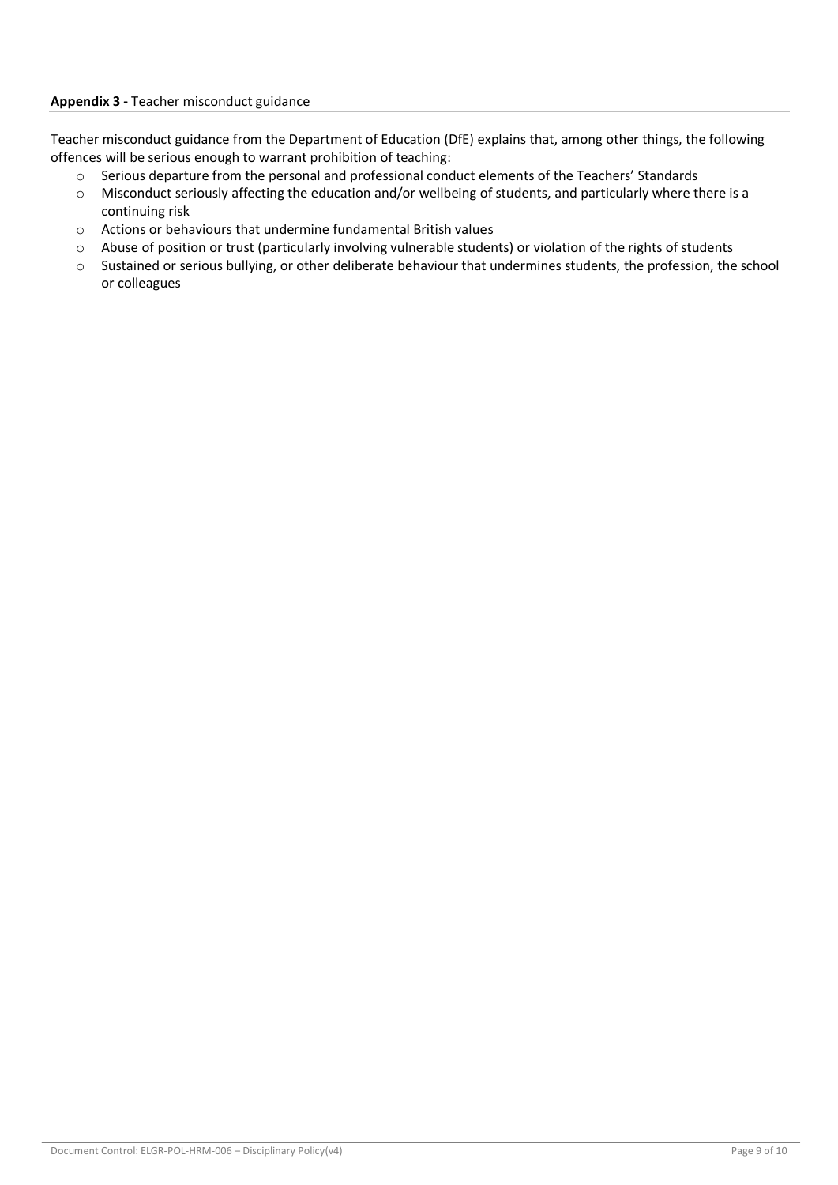**Appendix 3 -** Teacher misconduct guidance

Teacher misconduct guidance from the Department of Education (DfE) explains that, among other things, the following offences will be serious enough to warrant prohibition of teaching:

- Serious departure from the personal and professional conduct elements of the Teachers' Standards
- Misconduct seriously affecting the education and/or wellbeing of students, and particularly where there is a continuing risk
- Actions or behaviours that undermine fundamental British values
- Abuse of position or trust (particularly involving vulnerable students) or violation of the rights of students
- Sustained or serious bullying, or other deliberate behaviour that undermines students, the profession, the school or colleagues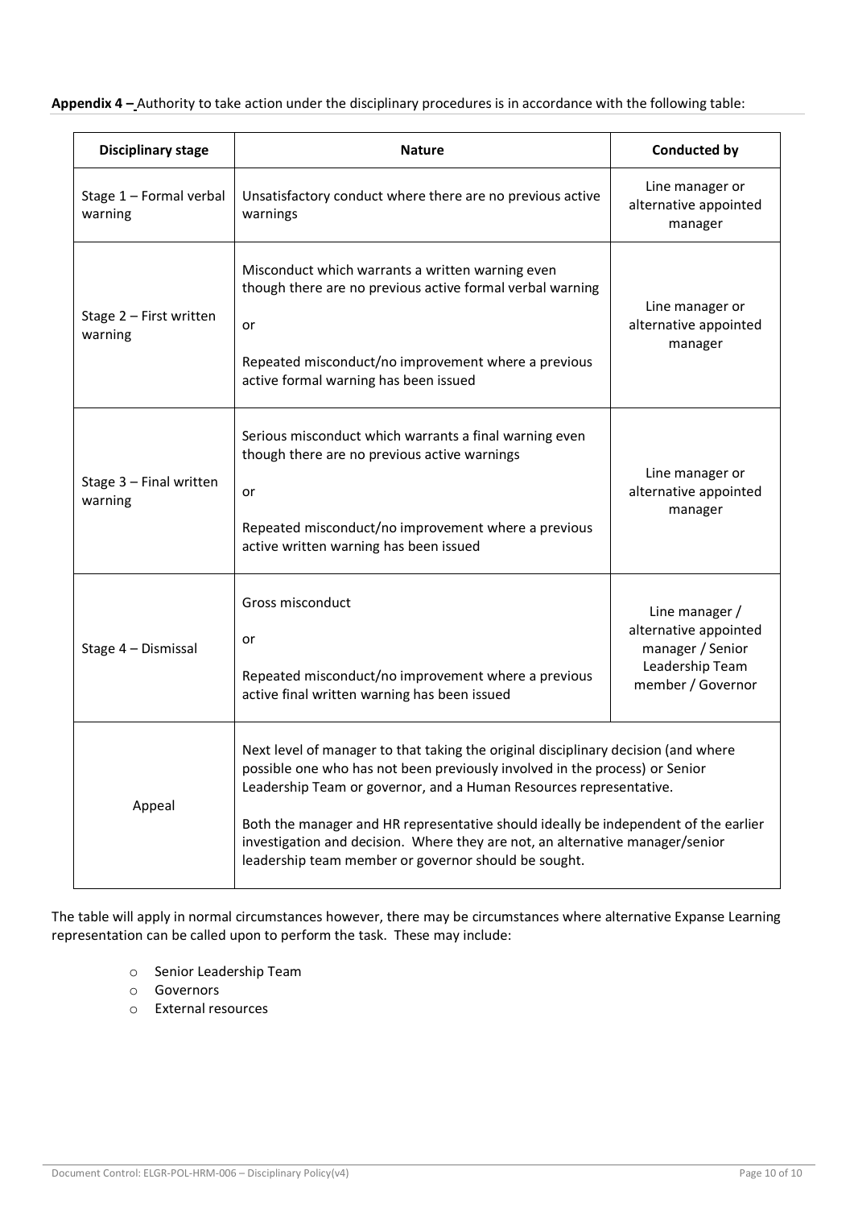**Appendix 4 –** Authority to take action under the disciplinary procedures is in accordance with the following table:

| Disciplinary stage | Nature | Conducted by |
|---|---|---|
| Stage 1 – Formal verbal warning | Unsatisfactory conduct where there are no previous active warnings | Line manager or alternative appointed manager |
| Stage 2 – First written warning | Misconduct which warrants a written warning even though there are no previous active formal verbal warning<br><br>or<br><br>Repeated misconduct/no improvement where a previous active formal warning has been issued | Line manager or alternative appointed manager |
| Stage 3 – Final written warning | Serious misconduct which warrants a final warning even though there are no previous active warnings<br><br>or<br><br>Repeated misconduct/no improvement where a previous active written warning has been issued | Line manager or alternative appointed manager |
| Stage 4 – Dismissal | Gross misconduct<br><br>or<br><br>Repeated misconduct/no improvement where a previous active final written warning has been issued | Line manager / alternative appointed manager / Senior Leadership Team member / Governor |
| Appeal | Next level of manager to that taking the original disciplinary decision (and where possible one who has not been previously involved in the process) or Senior Leadership Team or governor, and a Human Resources representative.<br><br>Both the manager and HR representative should ideally be independent of the earlier investigation and decision. Where they are not, an alternative manager/senior leadership team member or governor should be sought. | |

The table will apply in normal circumstances however, there may be circumstances where alternative Expanse Learning representation can be called upon to perform the task. These may include:

- Senior Leadership Team
- Governors
- External resources